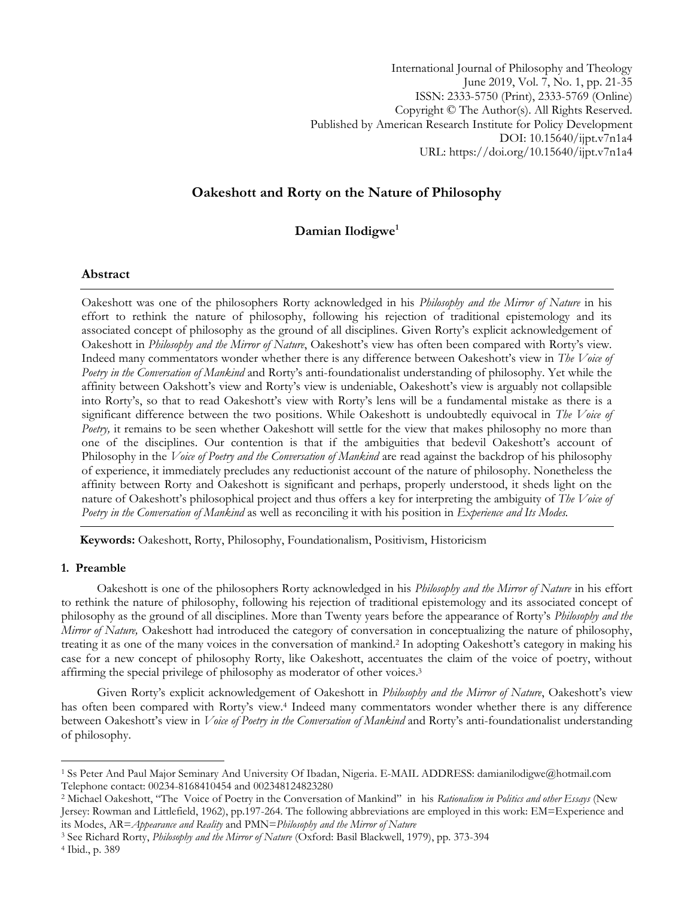International Journal of Philosophy and Theology
June 2019, Vol. 7, No. 1, pp. 21-35
ISSN: 2333-5750 (Print), 2333-5769 (Online)
Copyright © The Author(s). All Rights Reserved.
Published by American Research Institute for Policy Development
DOI: 10.15640/ijpt.v7n1a4
URL: https://doi.org/10.15640/ijpt.v7n1a4

# Oakeshott and Rorty on the Nature of Philosophy

**Damian Ilodigwe**[1]

## Abstract

Oakeshott was one of the philosophers Rorty acknowledged in his *Philosophy and the Mirror of Nature* in his effort to rethink the nature of philosophy, following his rejection of traditional epistemology and its associated concept of philosophy as the ground of all disciplines. Given Rorty's explicit acknowledgement of Oakeshott in *Philosophy and the Mirror of Nature*, Oakeshott's view has often been compared with Rorty's view. Indeed many commentators wonder whether there is any difference between Oakeshott's view in *The Voice of Poetry in the Conversation of Mankind* and Rorty's anti-foundationalist understanding of philosophy. Yet while the affinity between Oakshott's view and Rorty's view is undeniable, Oakeshott's view is arguably not collapsible into Rorty's, so that to read Oakeshott's view with Rorty's lens will be a fundamental mistake as there is a significant difference between the two positions. While Oakeshott is undoubtedly equivocal in *The Voice of Poetry,* it remains to be seen whether Oakeshott will settle for the view that makes philosophy no more than one of the disciplines. Our contention is that if the ambiguities that bedevil Oakeshott's account of Philosophy in the *Voice of Poetry and the Conversation of Mankind* are read against the backdrop of his philosophy of experience, it immediately precludes any reductionist account of the nature of philosophy. Nonetheless the affinity between Rorty and Oakeshott is significant and perhaps, properly understood, it sheds light on the nature of Oakeshott's philosophical project and thus offers a key for interpreting the ambiguity of *The Voice of Poetry in the Conversation of Mankind* as well as reconciling it with his position in *Experience and Its Modes.*

**Keywords:** Oakeshott, Rorty, Philosophy, Foundationalism, Positivism, Historicism

## 1. Preamble

Oakeshott is one of the philosophers Rorty acknowledged in his *Philosophy and the Mirror of Nature* in his effort to rethink the nature of philosophy, following his rejection of traditional epistemology and its associated concept of philosophy as the ground of all disciplines. More than Twenty years before the appearance of Rorty's *Philosophy and the Mirror of Nature,* Oakeshott had introduced the category of conversation in conceptualizing the nature of philosophy, treating it as one of the many voices in the conversation of mankind.[2] In adopting Oakeshott's category in making his case for a new concept of philosophy Rorty, like Oakeshott, accentuates the claim of the voice of poetry, without affirming the special privilege of philosophy as moderator of other voices.[3]

Given Rorty's explicit acknowledgement of Oakeshott in *Philosophy and the Mirror of Nature*, Oakeshott's view has often been compared with Rorty's view.[4] Indeed many commentators wonder whether there is any difference between Oakeshott's view in *Voice of Poetry in the Conversation of Mankind* and Rorty's anti-foundationalist understanding of philosophy.

---

[1] Ss Peter And Paul Major Seminary And University Of Ibadan, Nigeria. E-MAIL ADDRESS: damianilodigwe@hotmail.com Telephone contact: 00234-8168410454 and 002348124823280

[2] Michael Oakeshott, "The Voice of Poetry in the Conversation of Mankind" in his *Rationalism in Politics and other Essays* (New Jersey: Rowman and Littlefield, 1962), pp.197-264. The following abbreviations are employed in this work: EM=Experience and its Modes, AR=*Appearance and Reality* and PMN=*Philosophy and the Mirror of Nature*

[3] See Richard Rorty, *Philosophy and the Mirror of Nature* (Oxford: Basil Blackwell, 1979), pp. 373-394

[4] Ibid., p. 389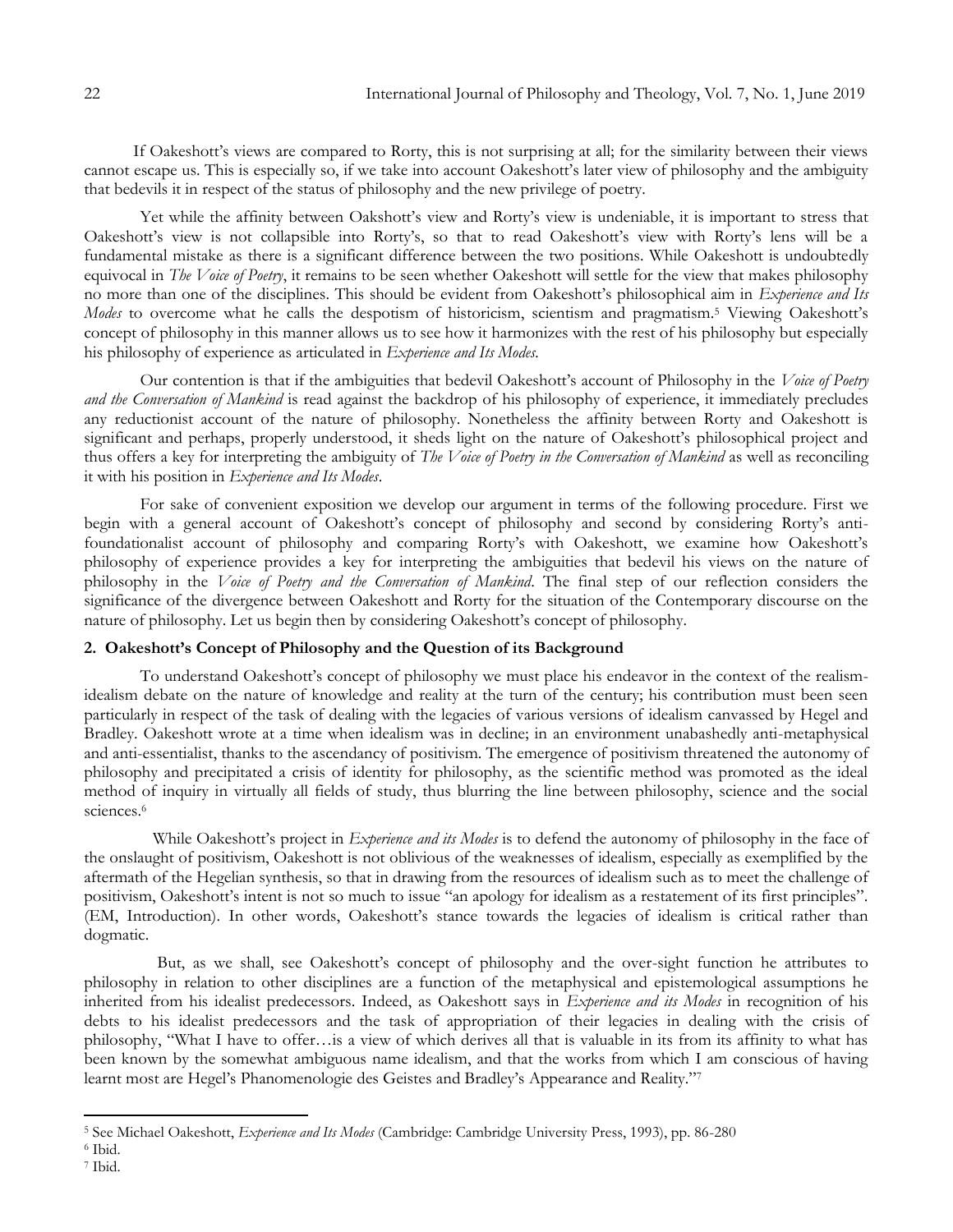If Oakeshott's views are compared to Rorty, this is not surprising at all; for the similarity between their views cannot escape us. This is especially so, if we take into account Oakeshott's later view of philosophy and the ambiguity that bedevils it in respect of the status of philosophy and the new privilege of poetry.

Yet while the affinity between Oakshott's view and Rorty's view is undeniable, it is important to stress that Oakeshott's view is not collapsible into Rorty's, so that to read Oakeshott's view with Rorty's lens will be a fundamental mistake as there is a significant difference between the two positions. While Oakeshott is undoubtedly equivocal in *The Voice of Poetry*, it remains to be seen whether Oakeshott will settle for the view that makes philosophy no more than one of the disciplines. This should be evident from Oakeshott's philosophical aim in *Experience and Its Modes* to overcome what he calls the despotism of historicism, scientism and pragmatism.[5] Viewing Oakeshott's concept of philosophy in this manner allows us to see how it harmonizes with the rest of his philosophy but especially his philosophy of experience as articulated in *Experience and Its Modes*.

Our contention is that if the ambiguities that bedevil Oakeshott's account of Philosophy in the *Voice of Poetry and the Conversation of Mankind* is read against the backdrop of his philosophy of experience, it immediately precludes any reductionist account of the nature of philosophy. Nonetheless the affinity between Rorty and Oakeshott is significant and perhaps, properly understood, it sheds light on the nature of Oakeshott's philosophical project and thus offers a key for interpreting the ambiguity of *The Voice of Poetry in the Conversation of Mankind* as well as reconciling it with his position in *Experience and Its Modes*.

For sake of convenient exposition we develop our argument in terms of the following procedure. First we begin with a general account of Oakeshott's concept of philosophy and second by considering Rorty's anti-foundationalist account of philosophy and comparing Rorty's with Oakeshott, we examine how Oakeshott's philosophy of experience provides a key for interpreting the ambiguities that bedevil his views on the nature of philosophy in the *Voice of Poetry and the Conversation of Mankind*. The final step of our reflection considers the significance of the divergence between Oakeshott and Rorty for the situation of the Contemporary discourse on the nature of philosophy. Let us begin then by considering Oakeshott's concept of philosophy.

## 2. Oakeshott's Concept of Philosophy and the Question of its Background

To understand Oakeshott's concept of philosophy we must place his endeavor in the context of the realism-idealism debate on the nature of knowledge and reality at the turn of the century; his contribution must been seen particularly in respect of the task of dealing with the legacies of various versions of idealism canvassed by Hegel and Bradley. Oakeshott wrote at a time when idealism was in decline; in an environment unabashedly anti-metaphysical and anti-essentialist, thanks to the ascendancy of positivism. The emergence of positivism threatened the autonomy of philosophy and precipitated a crisis of identity for philosophy, as the scientific method was promoted as the ideal method of inquiry in virtually all fields of study, thus blurring the line between philosophy, science and the social sciences.[6]

While Oakeshott's project in *Experience and its Modes* is to defend the autonomy of philosophy in the face of the onslaught of positivism, Oakeshott is not oblivious of the weaknesses of idealism, especially as exemplified by the aftermath of the Hegelian synthesis, so that in drawing from the resources of idealism such as to meet the challenge of positivism, Oakeshott's intent is not so much to issue "an apology for idealism as a restatement of its first principles". (EM, Introduction). In other words, Oakeshott's stance towards the legacies of idealism is critical rather than dogmatic.

But, as we shall, see Oakeshott's concept of philosophy and the over-sight function he attributes to philosophy in relation to other disciplines are a function of the metaphysical and epistemological assumptions he inherited from his idealist predecessors. Indeed, as Oakeshott says in *Experience and its Modes* in recognition of his debts to his idealist predecessors and the task of appropriation of their legacies in dealing with the crisis of philosophy, "What I have to offer…is a view of which derives all that is valuable in its from its affinity to what has been known by the somewhat ambiguous name idealism, and that the works from which I am conscious of having learnt most are Hegel's Phanomenologie des Geistes and Bradley's Appearance and Reality."[7]

---

[5] See Michael Oakeshott, *Experience and Its Modes* (Cambridge: Cambridge University Press, 1993), pp. 86-280

[6] Ibid.

[7] Ibid.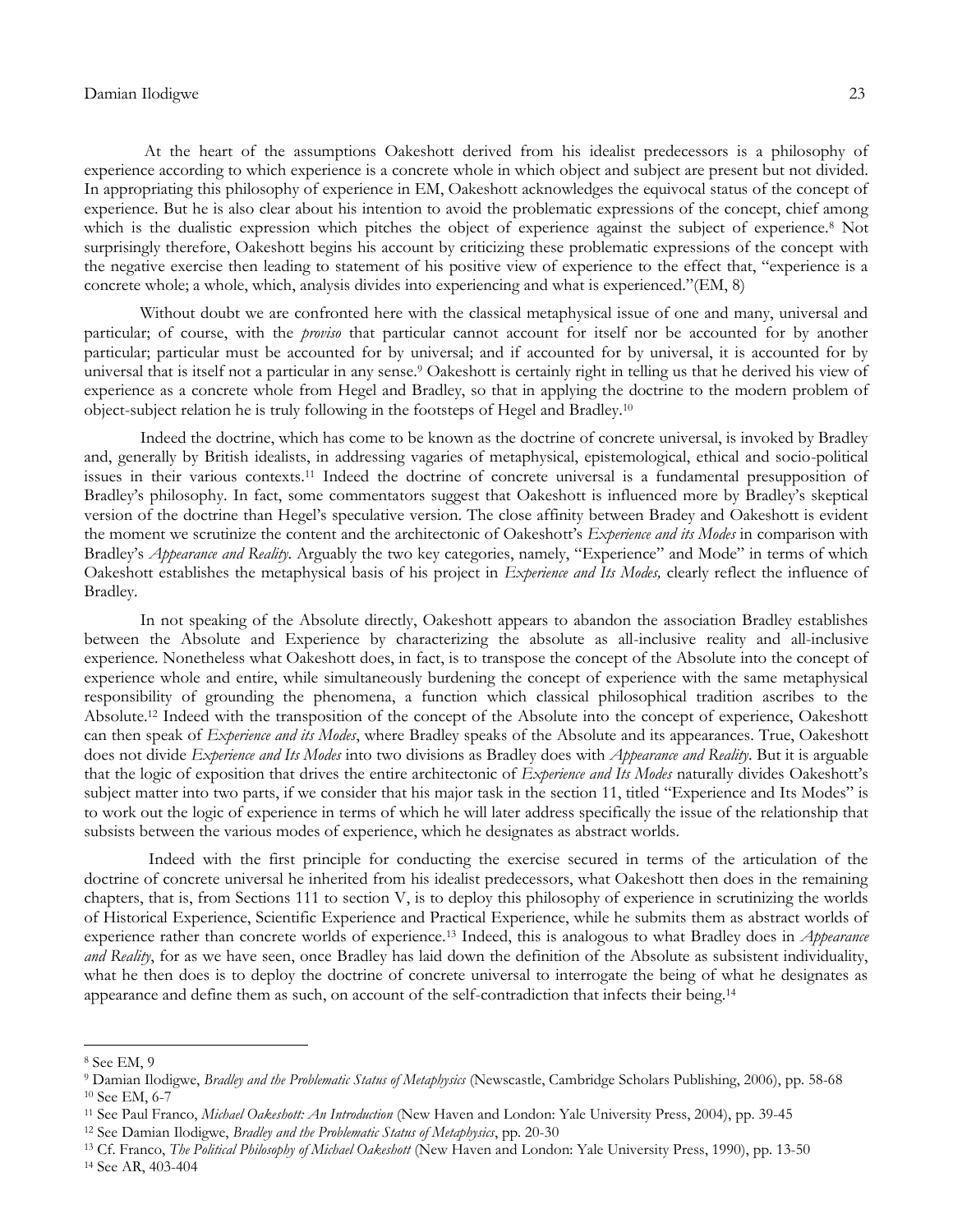At the heart of the assumptions Oakeshott derived from his idealist predecessors is a philosophy of experience according to which experience is a concrete whole in which object and subject are present but not divided. In appropriating this philosophy of experience in EM, Oakeshott acknowledges the equivocal status of the concept of experience. But he is also clear about his intention to avoid the problematic expressions of the concept, chief among which is the dualistic expression which pitches the object of experience against the subject of experience.[8] Not surprisingly therefore, Oakeshott begins his account by criticizing these problematic expressions of the concept with the negative exercise then leading to statement of his positive view of experience to the effect that, "experience is a concrete whole; a whole, which, analysis divides into experiencing and what is experienced."(EM, 8)

Without doubt we are confronted here with the classical metaphysical issue of one and many, universal and particular; of course, with the *proviso* that particular cannot account for itself nor be accounted for by another particular; particular must be accounted for by universal; and if accounted for by universal, it is accounted for by universal that is itself not a particular in any sense.[9] Oakeshott is certainly right in telling us that he derived his view of experience as a concrete whole from Hegel and Bradley, so that in applying the doctrine to the modern problem of object-subject relation he is truly following in the footsteps of Hegel and Bradley.[10]

Indeed the doctrine, which has come to be known as the doctrine of concrete universal, is invoked by Bradley and, generally by British idealists, in addressing vagaries of metaphysical, epistemological, ethical and socio-political issues in their various contexts.[11] Indeed the doctrine of concrete universal is a fundamental presupposition of Bradley's philosophy. In fact, some commentators suggest that Oakeshott is influenced more by Bradley's skeptical version of the doctrine than Hegel's speculative version. The close affinity between Bradey and Oakeshott is evident the moment we scrutinize the content and the architectonic of Oakeshott's *Experience and its Modes* in comparison with Bradley's *Appearance and Reality*. Arguably the two key categories, namely, "Experience" and Mode" in terms of which Oakeshott establishes the metaphysical basis of his project in *Experience and Its Modes,* clearly reflect the influence of Bradley.

In not speaking of the Absolute directly, Oakeshott appears to abandon the association Bradley establishes between the Absolute and Experience by characterizing the absolute as all-inclusive reality and all-inclusive experience. Nonetheless what Oakeshott does, in fact, is to transpose the concept of the Absolute into the concept of experience whole and entire, while simultaneously burdening the concept of experience with the same metaphysical responsibility of grounding the phenomena, a function which classical philosophical tradition ascribes to the Absolute.[12] Indeed with the transposition of the concept of the Absolute into the concept of experience, Oakeshott can then speak of *Experience and its Modes*, where Bradley speaks of the Absolute and its appearances. True, Oakeshott does not divide *Experience and Its Modes* into two divisions as Bradley does with *Appearance and Reality*. But it is arguable that the logic of exposition that drives the entire architectonic of *Experience and Its Modes* naturally divides Oakeshott's subject matter into two parts, if we consider that his major task in the section 11, titled "Experience and Its Modes" is to work out the logic of experience in terms of which he will later address specifically the issue of the relationship that subsists between the various modes of experience, which he designates as abstract worlds.

Indeed with the first principle for conducting the exercise secured in terms of the articulation of the doctrine of concrete universal he inherited from his idealist predecessors, what Oakeshott then does in the remaining chapters, that is, from Sections 111 to section V, is to deploy this philosophy of experience in scrutinizing the worlds of Historical Experience, Scientific Experience and Practical Experience, while he submits them as abstract worlds of experience rather than concrete worlds of experience.[13] Indeed, this is analogous to what Bradley does in *Appearance and Reality*, for as we have seen, once Bradley has laid down the definition of the Absolute as subsistent individuality, what he then does is to deploy the doctrine of concrete universal to interrogate the being of what he designates as appearance and define them as such, on account of the self-contradiction that infects their being.[14]

---

[8] See EM, 9

[9] Damian Ilodigwe, *Bradley and the Problematic Status of Metaphysics* (Newscastle, Cambridge Scholars Publishing, 2006), pp. 58-68

[10] See EM, 6-7

[11] See Paul Franco, *Michael Oakeshott: An Introduction* (New Haven and London: Yale University Press, 2004), pp. 39-45

[12] See Damian Ilodigwe, *Bradley and the Problematic Status of Metaphysics*, pp. 20-30

[13] Cf. Franco, *The Political Philosophy of Michael Oakeshott* (New Haven and London: Yale University Press, 1990), pp. 13-50

[14] See AR, 403-404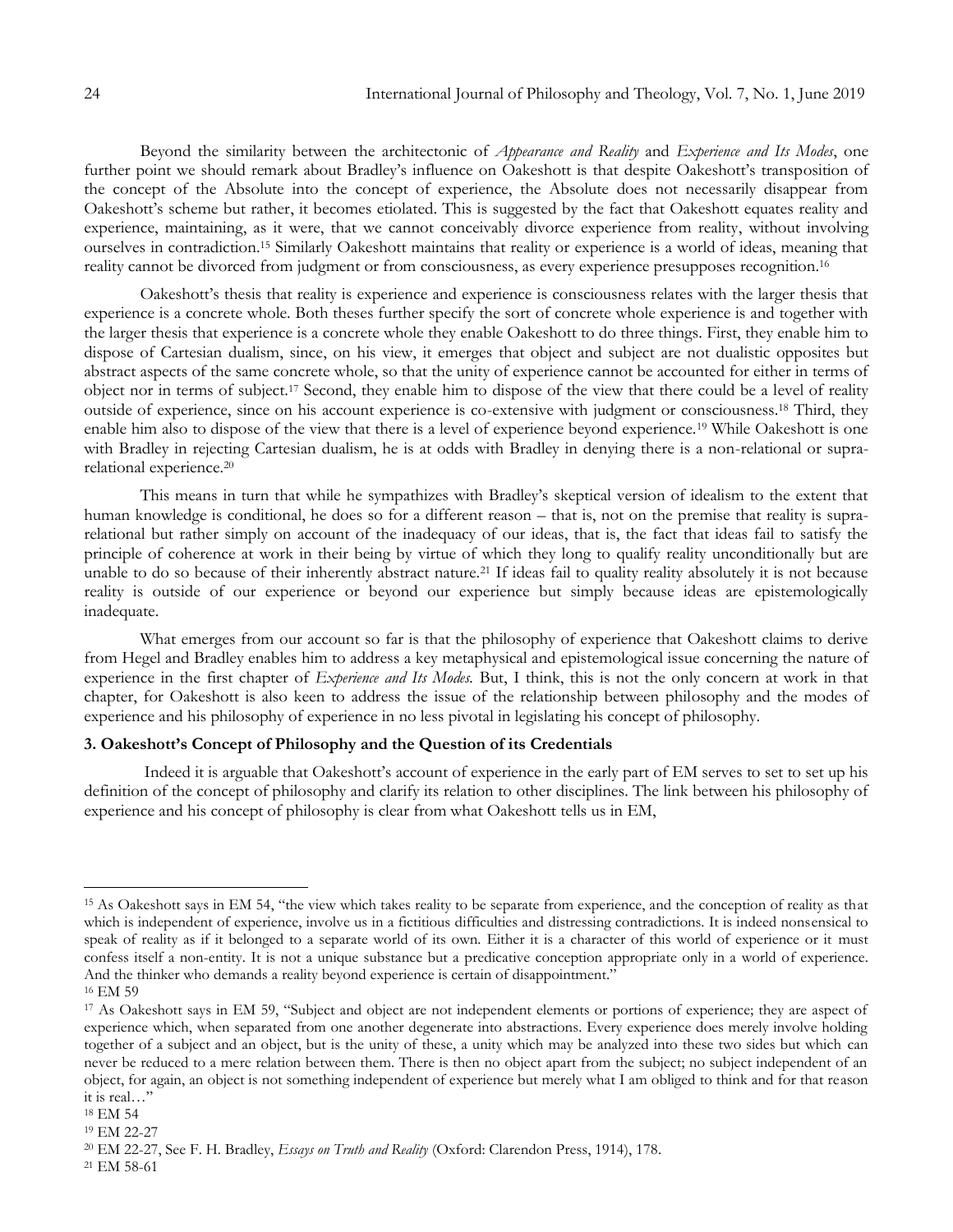Beyond the similarity between the architectonic of *Appearance and Reality* and *Experience and Its Modes*, one further point we should remark about Bradley's influence on Oakeshott is that despite Oakeshott's transposition of the concept of the Absolute into the concept of experience, the Absolute does not necessarily disappear from Oakeshott's scheme but rather, it becomes etiolated. This is suggested by the fact that Oakeshott equates reality and experience, maintaining, as it were, that we cannot conceivably divorce experience from reality, without involving ourselves in contradiction.[15] Similarly Oakeshott maintains that reality or experience is a world of ideas, meaning that reality cannot be divorced from judgment or from consciousness, as every experience presupposes recognition.[16]

Oakeshott's thesis that reality is experience and experience is consciousness relates with the larger thesis that experience is a concrete whole. Both theses further specify the sort of concrete whole experience is and together with the larger thesis that experience is a concrete whole they enable Oakeshott to do three things. First, they enable him to dispose of Cartesian dualism, since, on his view, it emerges that object and subject are not dualistic opposites but abstract aspects of the same concrete whole, so that the unity of experience cannot be accounted for either in terms of object nor in terms of subject.[17] Second, they enable him to dispose of the view that there could be a level of reality outside of experience, since on his account experience is co-extensive with judgment or consciousness.[18] Third, they enable him also to dispose of the view that there is a level of experience beyond experience.[19] While Oakeshott is one with Bradley in rejecting Cartesian dualism, he is at odds with Bradley in denying there is a non-relational or supra-relational experience.[20]

This means in turn that while he sympathizes with Bradley's skeptical version of idealism to the extent that human knowledge is conditional, he does so for a different reason – that is, not on the premise that reality is supra-relational but rather simply on account of the inadequacy of our ideas, that is, the fact that ideas fail to satisfy the principle of coherence at work in their being by virtue of which they long to qualify reality unconditionally but are unable to do so because of their inherently abstract nature.[21] If ideas fail to quality reality absolutely it is not because reality is outside of our experience or beyond our experience but simply because ideas are epistemologically inadequate.

What emerges from our account so far is that the philosophy of experience that Oakeshott claims to derive from Hegel and Bradley enables him to address a key metaphysical and epistemological issue concerning the nature of experience in the first chapter of *Experience and Its Modes*. But, I think, this is not the only concern at work in that chapter, for Oakeshott is also keen to address the issue of the relationship between philosophy and the modes of experience and his philosophy of experience in no less pivotal in legislating his concept of philosophy.

### 3. Oakeshott's Concept of Philosophy and the Question of its Credentials

Indeed it is arguable that Oakeshott's account of experience in the early part of EM serves to set to set up his definition of the concept of philosophy and clarify its relation to other disciplines. The link between his philosophy of experience and his concept of philosophy is clear from what Oakeshott tells us in EM,

---

[15] As Oakeshott says in EM 54, "the view which takes reality to be separate from experience, and the conception of reality as that which is independent of experience, involve us in a fictitious difficulties and distressing contradictions. It is indeed nonsensical to speak of reality as if it belonged to a separate world of its own. Either it is a character of this world of experience or it must confess itself a non-entity. It is not a unique substance but a predicative conception appropriate only in a world of experience. And the thinker who demands a reality beyond experience is certain of disappointment."

[16] EM 59

[17] As Oakeshott says in EM 59, "Subject and object are not independent elements or portions of experience; they are aspect of experience which, when separated from one another degenerate into abstractions. Every experience does merely involve holding together of a subject and an object, but is the unity of these, a unity which may be analyzed into these two sides but which can never be reduced to a mere relation between them. There is then no object apart from the subject; no subject independent of an object, for again, an object is not something independent of experience but merely what I am obliged to think and for that reason it is real…"

[18] EM 54

[19] EM 22-27

[20] EM 22-27, See F. H. Bradley, *Essays on Truth and Reality* (Oxford: Clarendon Press, 1914), 178.

[21] EM 58-61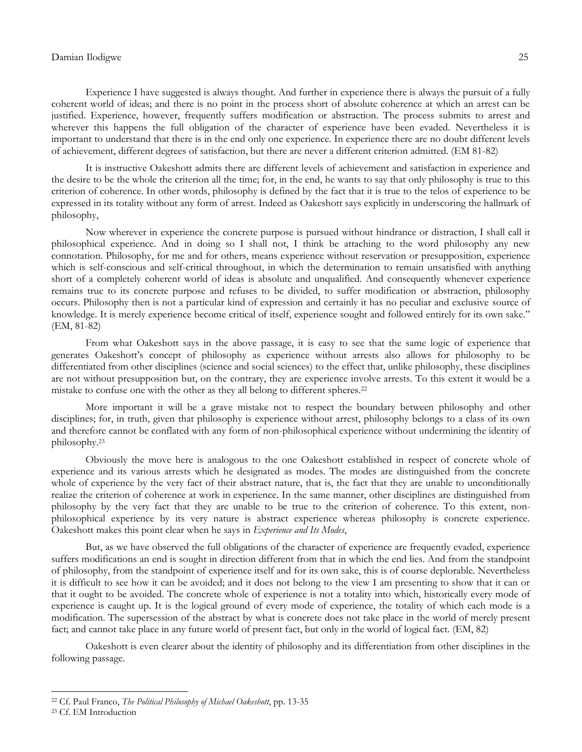Experience I have suggested is always thought. And further in experience there is always the pursuit of a fully coherent world of ideas; and there is no point in the process short of absolute coherence at which an arrest can be justified. Experience, however, frequently suffers modification or abstraction. The process submits to arrest and wherever this happens the full obligation of the character of experience have been evaded. Nevertheless it is important to understand that there is in the end only one experience. In experience there are no doubt different levels of achievement, different degrees of satisfaction, but there are never a different criterion admitted. (EM 81-82)

It is instructive Oakeshott admits there are different levels of achievement and satisfaction in experience and the desire to be the whole the criterion all the time; for, in the end, he wants to say that only philosophy is true to this criterion of coherence. In other words, philosophy is defined by the fact that it is true to the telos of experience to be expressed in its totality without any form of arrest. Indeed as Oakeshott says explicitly in underscoring the hallmark of philosophy,

Now wherever in experience the concrete purpose is pursued without hindrance or distraction, I shall call it philosophical experience. And in doing so I shall not, I think be attaching to the word philosophy any new connotation. Philosophy, for me and for others, means experience without reservation or presupposition, experience which is self-conscious and self-critical throughout, in which the determination to remain unsatisfied with anything short of a completely coherent world of ideas is absolute and unqualified. And consequently whenever experience remains true to its concrete purpose and refuses to be divided, to suffer modification or abstraction, philosophy occurs. Philosophy then is not a particular kind of expression and certainly it has no peculiar and exclusive source of knowledge. It is merely experience become critical of itself, experience sought and followed entirely for its own sake." (EM, 81-82)

From what Oakeshott says in the above passage, it is easy to see that the same logic of experience that generates Oakeshott's concept of philosophy as experience without arrests also allows for philosophy to be differentiated from other disciplines (science and social sciences) to the effect that, unlike philosophy, these disciplines are not without presupposition but, on the contrary, they are experience involve arrests. To this extent it would be a mistake to confuse one with the other as they all belong to different spheres.[22]

More important it will be a grave mistake not to respect the boundary between philosophy and other disciplines; for, in truth, given that philosophy is experience without arrest, philosophy belongs to a class of its own and therefore cannot be conflated with any form of non-philosophical experience without undermining the identity of philosophy.[23]

Obviously the move here is analogous to the one Oakeshott established in respect of concrete whole of experience and its various arrests which he designated as modes. The modes are distinguished from the concrete whole of experience by the very fact of their abstract nature, that is, the fact that they are unable to unconditionally realize the criterion of coherence at work in experience. In the same manner, other disciplines are distinguished from philosophy by the very fact that they are unable to be true to the criterion of coherence. To this extent, non-philosophical experience by its very nature is abstract experience whereas philosophy is concrete experience. Oakeshott makes this point clear when he says in *Experience and Its Modes*,

But, as we have observed the full obligations of the character of experience are frequently evaded, experience suffers modifications an end is sought in direction different from that in which the end lies. And from the standpoint of philosophy, from the standpoint of experience itself and for its own sake, this is of course deplorable. Nevertheless it is difficult to see how it can be avoided; and it does not belong to the view I am presenting to show that it can or that it ought to be avoided. The concrete whole of experience is not a totality into which, historically every mode of experience is caught up. It is the logical ground of every mode of experience, the totality of which each mode is a modification. The supersession of the abstract by what is concrete does not take place in the world of merely present fact; and cannot take place in any future world of present fact, but only in the world of logical fact. (EM, 82)

Oakeshott is even clearer about the identity of philosophy and its differentiation from other disciplines in the following passage.

---

[22] Cf. Paul Franco, *The Political Philosophy of Michael Oakeshott*, pp. 13-35

[23] Cf. EM Introduction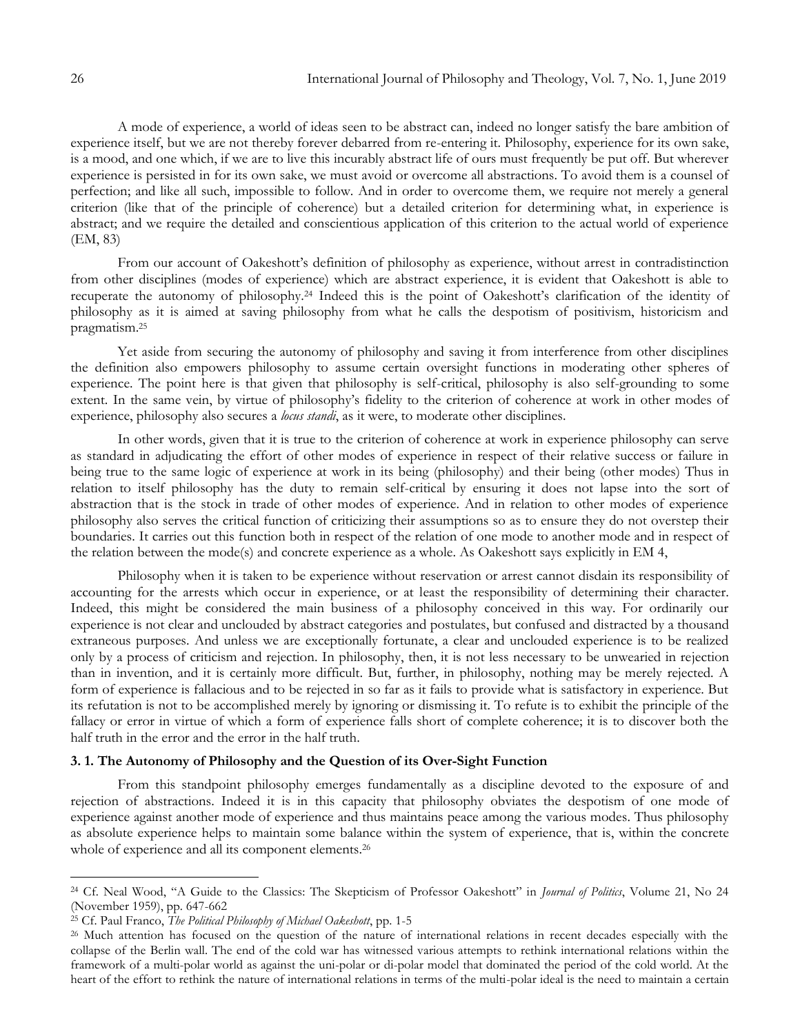A mode of experience, a world of ideas seen to be abstract can, indeed no longer satisfy the bare ambition of experience itself, but we are not thereby forever debarred from re-entering it. Philosophy, experience for its own sake, is a mood, and one which, if we are to live this incurably abstract life of ours must frequently be put off. But wherever experience is persisted in for its own sake, we must avoid or overcome all abstractions. To avoid them is a counsel of perfection; and like all such, impossible to follow. And in order to overcome them, we require not merely a general criterion (like that of the principle of coherence) but a detailed criterion for determining what, in experience is abstract; and we require the detailed and conscientious application of this criterion to the actual world of experience (EM, 83)

From our account of Oakeshott's definition of philosophy as experience, without arrest in contradistinction from other disciplines (modes of experience) which are abstract experience, it is evident that Oakeshott is able to recuperate the autonomy of philosophy.[24] Indeed this is the point of Oakeshott's clarification of the identity of philosophy as it is aimed at saving philosophy from what he calls the despotism of positivism, historicism and pragmatism.[25]

Yet aside from securing the autonomy of philosophy and saving it from interference from other disciplines the definition also empowers philosophy to assume certain oversight functions in moderating other spheres of experience. The point here is that given that philosophy is self-critical, philosophy is also self-grounding to some extent. In the same vein, by virtue of philosophy's fidelity to the criterion of coherence at work in other modes of experience, philosophy also secures a *locus standi*, as it were, to moderate other disciplines.

In other words, given that it is true to the criterion of coherence at work in experience philosophy can serve as standard in adjudicating the effort of other modes of experience in respect of their relative success or failure in being true to the same logic of experience at work in its being (philosophy) and their being (other modes) Thus in relation to itself philosophy has the duty to remain self-critical by ensuring it does not lapse into the sort of abstraction that is the stock in trade of other modes of experience. And in relation to other modes of experience philosophy also serves the critical function of criticizing their assumptions so as to ensure they do not overstep their boundaries. It carries out this function both in respect of the relation of one mode to another mode and in respect of the relation between the mode(s) and concrete experience as a whole. As Oakeshott says explicitly in EM 4,

Philosophy when it is taken to be experience without reservation or arrest cannot disdain its responsibility of accounting for the arrests which occur in experience, or at least the responsibility of determining their character. Indeed, this might be considered the main business of a philosophy conceived in this way. For ordinarily our experience is not clear and unclouded by abstract categories and postulates, but confused and distracted by a thousand extraneous purposes. And unless we are exceptionally fortunate, a clear and unclouded experience is to be realized only by a process of criticism and rejection. In philosophy, then, it is not less necessary to be unwearied in rejection than in invention, and it is certainly more difficult. But, further, in philosophy, nothing may be merely rejected. A form of experience is fallacious and to be rejected in so far as it fails to provide what is satisfactory in experience. But its refutation is not to be accomplished merely by ignoring or dismissing it. To refute is to exhibit the principle of the fallacy or error in virtue of which a form of experience falls short of complete coherence; it is to discover both the half truth in the error and the error in the half truth.

### 3. 1. The Autonomy of Philosophy and the Question of its Over-Sight Function

From this standpoint philosophy emerges fundamentally as a discipline devoted to the exposure of and rejection of abstractions. Indeed it is in this capacity that philosophy obviates the despotism of one mode of experience against another mode of experience and thus maintains peace among the various modes. Thus philosophy as absolute experience helps to maintain some balance within the system of experience, that is, within the concrete whole of experience and all its component elements.[26]

---

[24] Cf. Neal Wood, "A Guide to the Classics: The Skepticism of Professor Oakeshott" in *Journal of Politics*, Volume 21, No 24 (November 1959), pp. 647-662

[25] Cf. Paul Franco, *The Political Philosophy of Michael Oakeshott*, pp. 1-5

[26] Much attention has focused on the question of the nature of international relations in recent decades especially with the collapse of the Berlin wall. The end of the cold war has witnessed various attempts to rethink international relations within the framework of a multi-polar world as against the uni-polar or di-polar model that dominated the period of the cold world. At the heart of the effort to rethink the nature of international relations in terms of the multi-polar ideal is the need to maintain a certain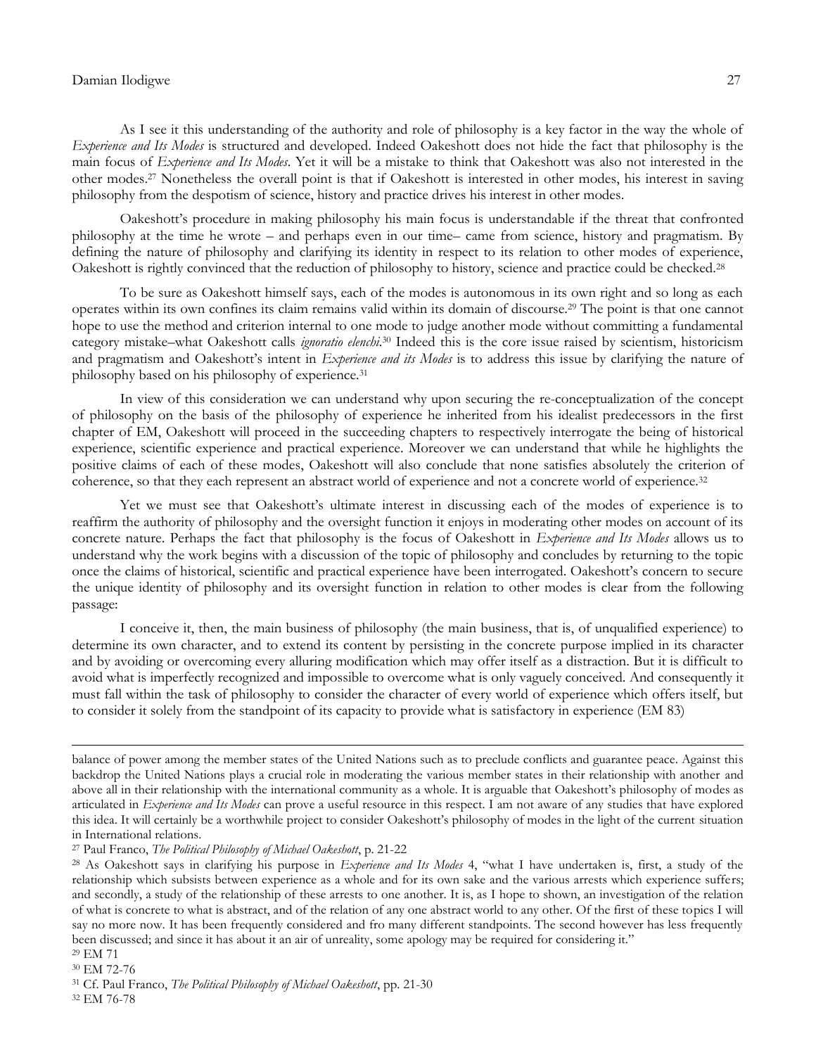As I see it this understanding of the authority and role of philosophy is a key factor in the way the whole of *Experience and Its Modes* is structured and developed. Indeed Oakeshott does not hide the fact that philosophy is the main focus of *Experience and Its Modes*. Yet it will be a mistake to think that Oakeshott was also not interested in the other modes.[27] Nonetheless the overall point is that if Oakeshott is interested in other modes, his interest in saving philosophy from the despotism of science, history and practice drives his interest in other modes.

Oakeshott's procedure in making philosophy his main focus is understandable if the threat that confronted philosophy at the time he wrote – and perhaps even in our time– came from science, history and pragmatism. By defining the nature of philosophy and clarifying its identity in respect to its relation to other modes of experience, Oakeshott is rightly convinced that the reduction of philosophy to history, science and practice could be checked.[28]

To be sure as Oakeshott himself says, each of the modes is autonomous in its own right and so long as each operates within its own confines its claim remains valid within its domain of discourse.[29] The point is that one cannot hope to use the method and criterion internal to one mode to judge another mode without committing a fundamental category mistake–what Oakeshott calls *ignoratio elenchi*.[30] Indeed this is the core issue raised by scientism, historicism and pragmatism and Oakeshott's intent in *Experience and its Modes* is to address this issue by clarifying the nature of philosophy based on his philosophy of experience.[31]

In view of this consideration we can understand why upon securing the re-conceptualization of the concept of philosophy on the basis of the philosophy of experience he inherited from his idealist predecessors in the first chapter of EM, Oakeshott will proceed in the succeeding chapters to respectively interrogate the being of historical experience, scientific experience and practical experience. Moreover we can understand that while he highlights the positive claims of each of these modes, Oakeshott will also conclude that none satisfies absolutely the criterion of coherence, so that they each represent an abstract world of experience and not a concrete world of experience.[32]

Yet we must see that Oakeshott's ultimate interest in discussing each of the modes of experience is to reaffirm the authority of philosophy and the oversight function it enjoys in moderating other modes on account of its concrete nature. Perhaps the fact that philosophy is the focus of Oakeshott in *Experience and Its Modes* allows us to understand why the work begins with a discussion of the topic of philosophy and concludes by returning to the topic once the claims of historical, scientific and practical experience have been interrogated. Oakeshott's concern to secure the unique identity of philosophy and its oversight function in relation to other modes is clear from the following passage:

> I conceive it, then, the main business of philosophy (the main business, that is, of unqualified experience) to determine its own character, and to extend its content by persisting in the concrete purpose implied in its character and by avoiding or overcoming every alluring modification which may offer itself as a distraction. But it is difficult to avoid what is imperfectly recognized and impossible to overcome what is only vaguely conceived. And consequently it must fall within the task of philosophy to consider the character of every world of experience which offers itself, but to consider it solely from the standpoint of its capacity to provide what is satisfactory in experience (EM 83)

---

balance of power among the member states of the United Nations such as to preclude conflicts and guarantee peace. Against this backdrop the United Nations plays a crucial role in moderating the various member states in their relationship with another and above all in their relationship with the international community as a whole. It is arguable that Oakeshott's philosophy of modes as articulated in *Experience and Its Modes* can prove a useful resource in this respect. I am not aware of any studies that have explored this idea. It will certainly be a worthwhile project to consider Oakeshott's philosophy of modes in the light of the current situation in International relations.

[27] Paul Franco, *The Political Philosophy of Michael Oakeshott*, p. 21-22

[28] As Oakeshott says in clarifying his purpose in *Experience and Its Modes* 4, "what I have undertaken is, first, a study of the relationship which subsists between experience as a whole and for its own sake and the various arrests which experience suffers; and secondly, a study of the relationship of these arrests to one another. It is, as I hope to shown, an investigation of the relation of what is concrete to what is abstract, and of the relation of any one abstract world to any other. Of the first of these topics I will say no more now. It has been frequently considered and fro many different standpoints. The second however has less frequently been discussed; and since it has about it an air of unreality, some apology may be required for considering it."

[29] EM 71

[30] EM 72-76

[31] Cf. Paul Franco, *The Political Philosophy of Michael Oakeshott*, pp. 21-30

[32] EM 76-78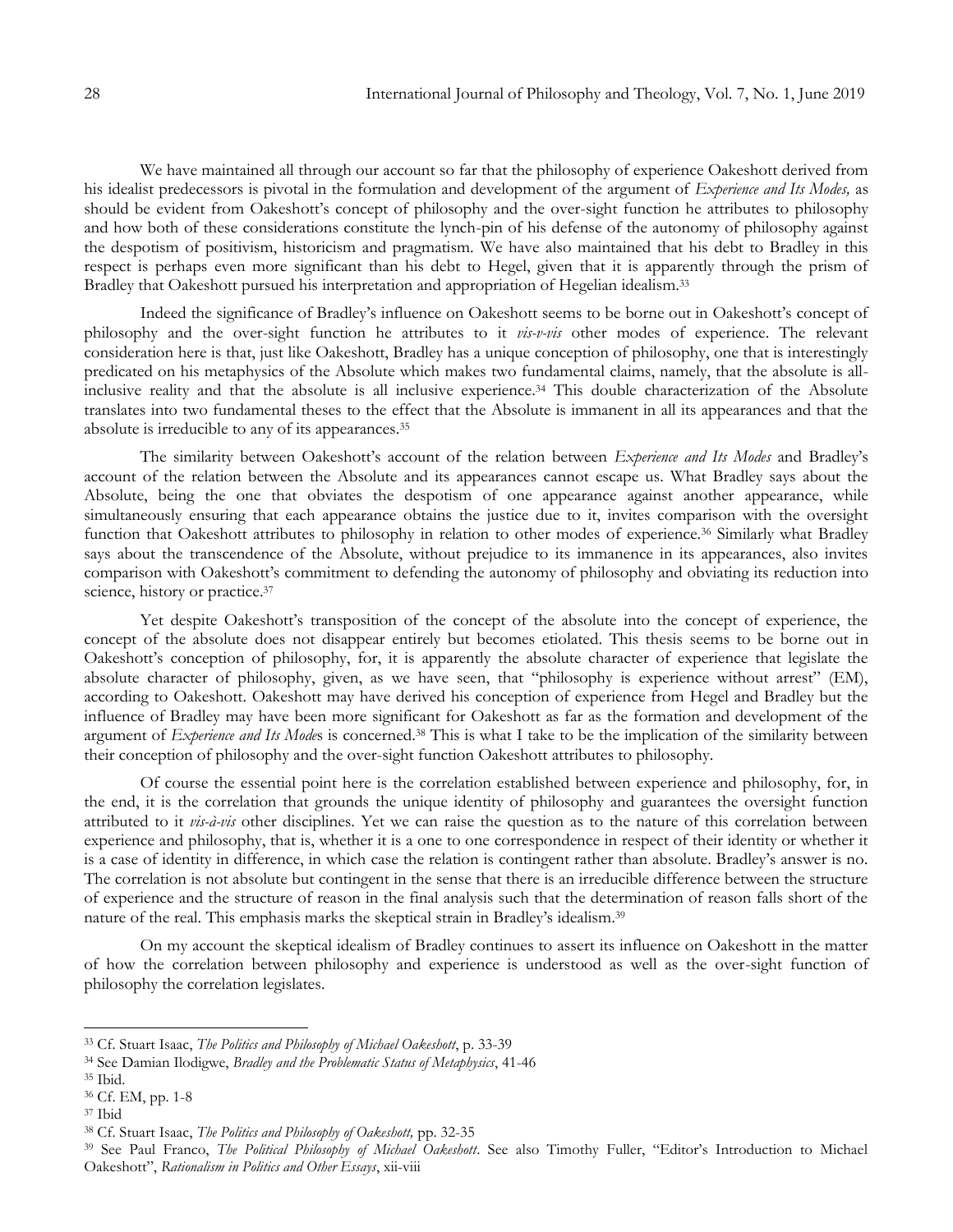We have maintained all through our account so far that the philosophy of experience Oakeshott derived from his idealist predecessors is pivotal in the formulation and development of the argument of *Experience and Its Modes,* as should be evident from Oakeshott's concept of philosophy and the over-sight function he attributes to philosophy and how both of these considerations constitute the lynch-pin of his defense of the autonomy of philosophy against the despotism of positivism, historicism and pragmatism. We have also maintained that his debt to Bradley in this respect is perhaps even more significant than his debt to Hegel, given that it is apparently through the prism of Bradley that Oakeshott pursued his interpretation and appropriation of Hegelian idealism.[33]

Indeed the significance of Bradley's influence on Oakeshott seems to be borne out in Oakeshott's concept of philosophy and the over-sight function he attributes to it *vis-v-vis* other modes of experience. The relevant consideration here is that, just like Oakeshott, Bradley has a unique conception of philosophy, one that is interestingly predicated on his metaphysics of the Absolute which makes two fundamental claims, namely, that the absolute is all-inclusive reality and that the absolute is all inclusive experience.[34] This double characterization of the Absolute translates into two fundamental theses to the effect that the Absolute is immanent in all its appearances and that the absolute is irreducible to any of its appearances.[35]

The similarity between Oakeshott's account of the relation between *Experience and Its Modes* and Bradley's account of the relation between the Absolute and its appearances cannot escape us. What Bradley says about the Absolute, being the one that obviates the despotism of one appearance against another appearance, while simultaneously ensuring that each appearance obtains the justice due to it, invites comparison with the oversight function that Oakeshott attributes to philosophy in relation to other modes of experience.[36] Similarly what Bradley says about the transcendence of the Absolute, without prejudice to its immanence in its appearances, also invites comparison with Oakeshott's commitment to defending the autonomy of philosophy and obviating its reduction into science, history or practice.[37]

Yet despite Oakeshott's transposition of the concept of the absolute into the concept of experience, the concept of the absolute does not disappear entirely but becomes etiolated. This thesis seems to be borne out in Oakeshott's conception of philosophy, for, it is apparently the absolute character of experience that legislate the absolute character of philosophy, given, as we have seen, that "philosophy is experience without arrest" (EM), according to Oakeshott. Oakeshott may have derived his conception of experience from Hegel and Bradley but the influence of Bradley may have been more significant for Oakeshott as far as the formation and development of the argument of *Experience and Its Modes* is concerned.[38] This is what I take to be the implication of the similarity between their conception of philosophy and the over-sight function Oakeshott attributes to philosophy.

Of course the essential point here is the correlation established between experience and philosophy, for, in the end, it is the correlation that grounds the unique identity of philosophy and guarantees the oversight function attributed to it *vis-à-vis* other disciplines. Yet we can raise the question as to the nature of this correlation between experience and philosophy, that is, whether it is a one to one correspondence in respect of their identity or whether it is a case of identity in difference, in which case the relation is contingent rather than absolute. Bradley's answer is no. The correlation is not absolute but contingent in the sense that there is an irreducible difference between the structure of experience and the structure of reason in the final analysis such that the determination of reason falls short of the nature of the real. This emphasis marks the skeptical strain in Bradley's idealism.[39]

On my account the skeptical idealism of Bradley continues to assert its influence on Oakeshott in the matter of how the correlation between philosophy and experience is understood as well as the over-sight function of philosophy the correlation legislates.

---

[33] Cf. Stuart Isaac, *The Politics and Philosophy of Michael Oakeshott*, p. 33-39

[34] See Damian Ilodigwe, *Bradley and the Problematic Status of Metaphysics*, 41-46

[35] Ibid.

[36] Cf. EM, pp. 1-8

[37] Ibid

[38] Cf. Stuart Isaac, *The Politics and Philosophy of Oakeshott,* pp. 32-35

[39] See Paul Franco, *The Political Philosophy of Michael Oakeshott*. See also Timothy Fuller, "Editor's Introduction to Michael Oakeshott", *Rationalism in Politics and Other Essays*, xii-viii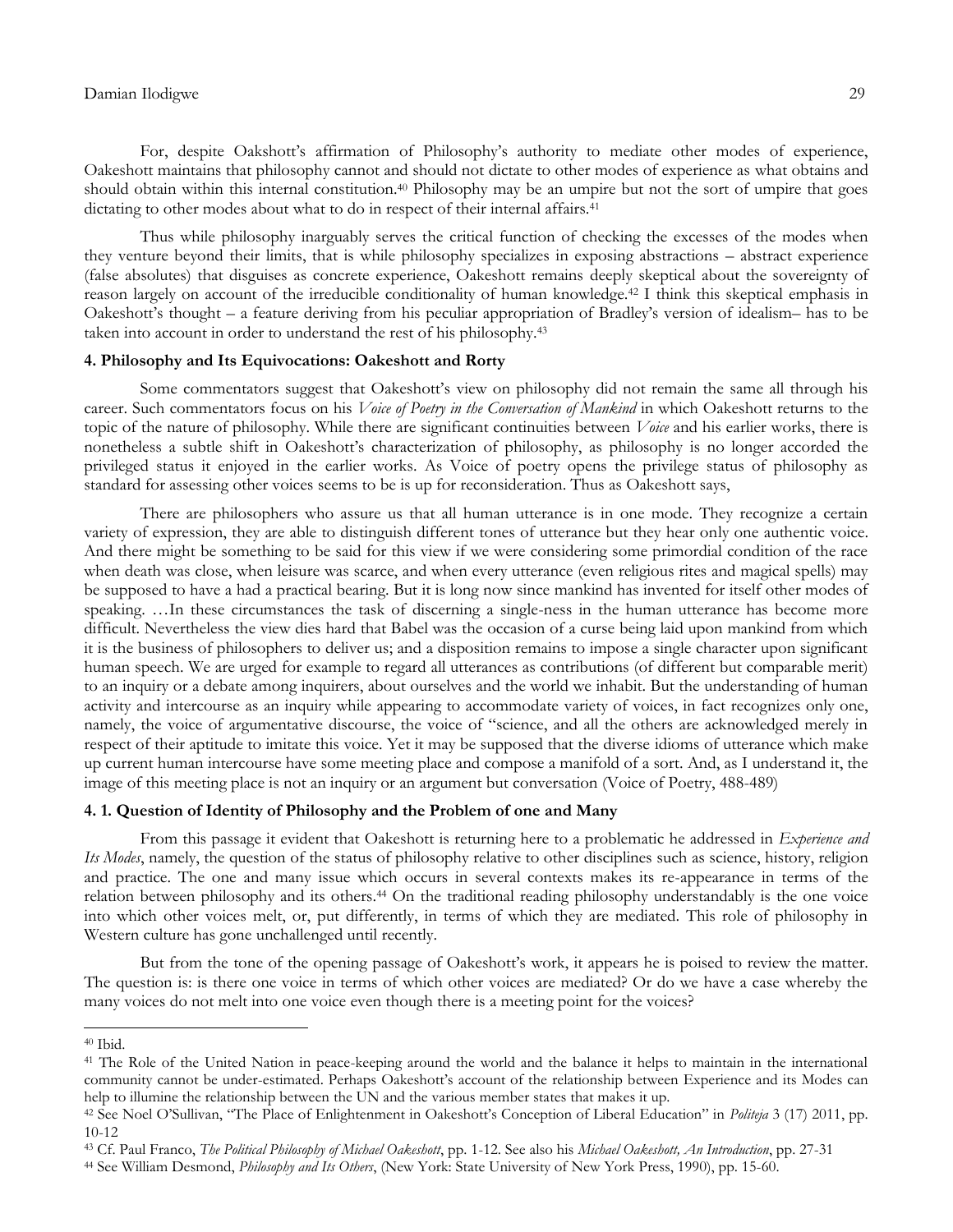For, despite Oakshott's affirmation of Philosophy's authority to mediate other modes of experience, Oakeshott maintains that philosophy cannot and should not dictate to other modes of experience as what obtains and should obtain within this internal constitution.[40] Philosophy may be an umpire but not the sort of umpire that goes dictating to other modes about what to do in respect of their internal affairs.[41]

Thus while philosophy inarguably serves the critical function of checking the excesses of the modes when they venture beyond their limits, that is while philosophy specializes in exposing abstractions – abstract experience (false absolutes) that disguises as concrete experience, Oakeshott remains deeply skeptical about the sovereignty of reason largely on account of the irreducible conditionality of human knowledge.[42] I think this skeptical emphasis in Oakeshott's thought – a feature deriving from his peculiar appropriation of Bradley's version of idealism– has to be taken into account in order to understand the rest of his philosophy.[43]

### 4. Philosophy and Its Equivocations: Oakeshott and Rorty

Some commentators suggest that Oakeshott's view on philosophy did not remain the same all through his career. Such commentators focus on his *Voice of Poetry in the Conversation of Mankind* in which Oakeshott returns to the topic of the nature of philosophy. While there are significant continuities between *Voice* and his earlier works, there is nonetheless a subtle shift in Oakeshott's characterization of philosophy, as philosophy is no longer accorded the privileged status it enjoyed in the earlier works. As Voice of poetry opens the privilege status of philosophy as standard for assessing other voices seems to be is up for reconsideration. Thus as Oakeshott says,

There are philosophers who assure us that all human utterance is in one mode. They recognize a certain variety of expression, they are able to distinguish different tones of utterance but they hear only one authentic voice. And there might be something to be said for this view if we were considering some primordial condition of the race when death was close, when leisure was scarce, and when every utterance (even religious rites and magical spells) may be supposed to have a had a practical bearing. But it is long now since mankind has invented for itself other modes of speaking. …In these circumstances the task of discerning a single-ness in the human utterance has become more difficult. Nevertheless the view dies hard that Babel was the occasion of a curse being laid upon mankind from which it is the business of philosophers to deliver us; and a disposition remains to impose a single character upon significant human speech. We are urged for example to regard all utterances as contributions (of different but comparable merit) to an inquiry or a debate among inquirers, about ourselves and the world we inhabit. But the understanding of human activity and intercourse as an inquiry while appearing to accommodate variety of voices, in fact recognizes only one, namely, the voice of argumentative discourse, the voice of "science, and all the others are acknowledged merely in respect of their aptitude to imitate this voice. Yet it may be supposed that the diverse idioms of utterance which make up current human intercourse have some meeting place and compose a manifold of a sort. And, as I understand it, the image of this meeting place is not an inquiry or an argument but conversation (Voice of Poetry, 488-489)

#### 4. 1. Question of Identity of Philosophy and the Problem of one and Many

From this passage it evident that Oakeshott is returning here to a problematic he addressed in *Experience and Its Modes*, namely, the question of the status of philosophy relative to other disciplines such as science, history, religion and practice. The one and many issue which occurs in several contexts makes its re-appearance in terms of the relation between philosophy and its others.[44] On the traditional reading philosophy understandably is the one voice into which other voices melt, or, put differently, in terms of which they are mediated. This role of philosophy in Western culture has gone unchallenged until recently.

But from the tone of the opening passage of Oakeshott's work, it appears he is poised to review the matter. The question is: is there one voice in terms of which other voices are mediated? Or do we have a case whereby the many voices do not melt into one voice even though there is a meeting point for the voices?

---

[40] Ibid.

[41] The Role of the United Nation in peace-keeping around the world and the balance it helps to maintain in the international community cannot be under-estimated. Perhaps Oakeshott's account of the relationship between Experience and its Modes can help to illumine the relationship between the UN and the various member states that makes it up.

[42] See Noel O'Sullivan, "The Place of Enlightenment in Oakeshott's Conception of Liberal Education" in *Politeja* 3 (17) 2011, pp. 10-12

[43] Cf. Paul Franco, *The Political Philosophy of Michael Oakeshott*, pp. 1-12. See also his *Michael Oakeshott, An Introduction*, pp. 27-31

[44] See William Desmond, *Philosophy and Its Others*, (New York: State University of New York Press, 1990), pp. 15-60.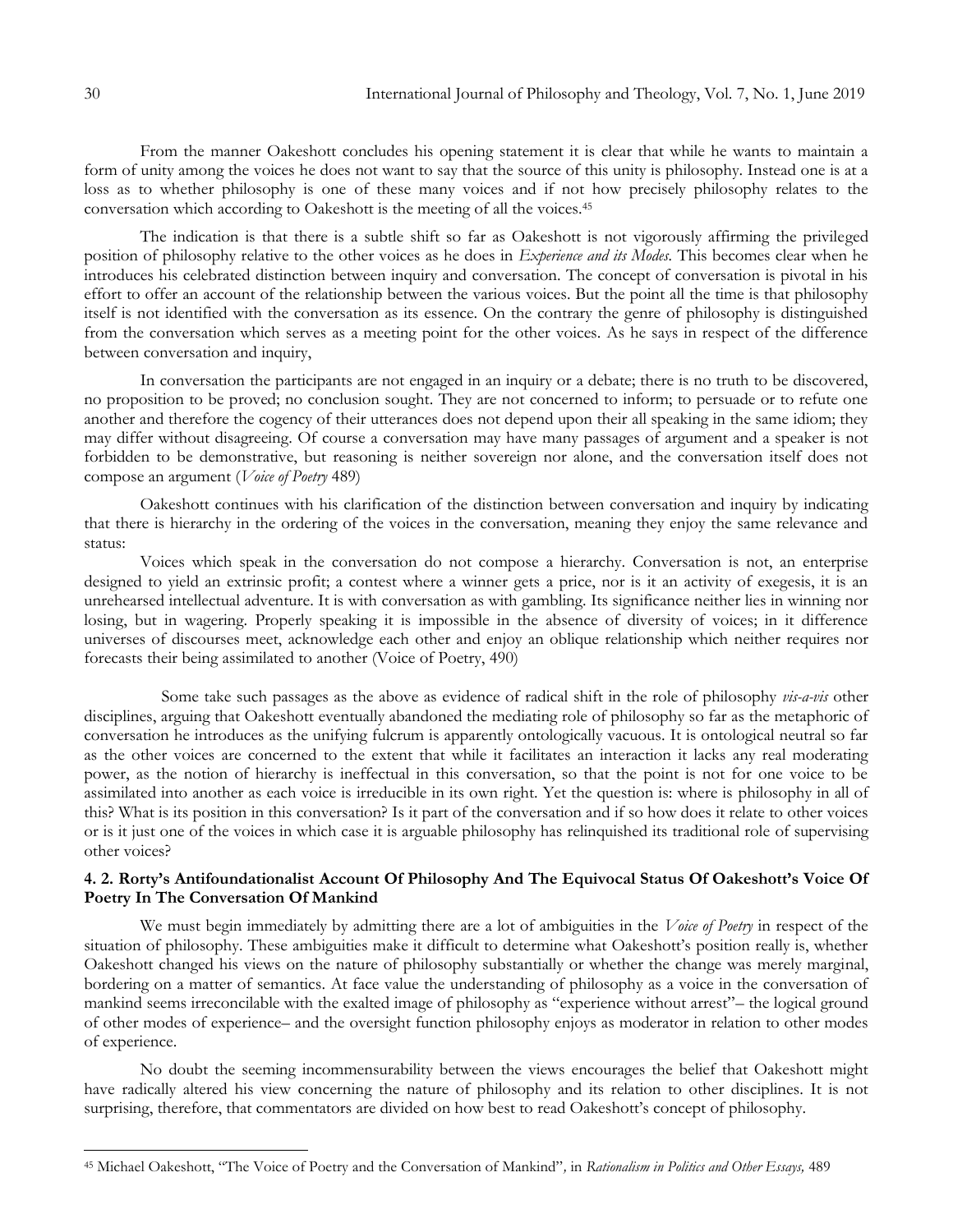From the manner Oakeshott concludes his opening statement it is clear that while he wants to maintain a form of unity among the voices he does not want to say that the source of this unity is philosophy. Instead one is at a loss as to whether philosophy is one of these many voices and if not how precisely philosophy relates to the conversation which according to Oakeshott is the meeting of all the voices.[45]

The indication is that there is a subtle shift so far as Oakeshott is not vigorously affirming the privileged position of philosophy relative to the other voices as he does in *Experience and its Modes.* This becomes clear when he introduces his celebrated distinction between inquiry and conversation. The concept of conversation is pivotal in his effort to offer an account of the relationship between the various voices. But the point all the time is that philosophy itself is not identified with the conversation as its essence. On the contrary the genre of philosophy is distinguished from the conversation which serves as a meeting point for the other voices. As he says in respect of the difference between conversation and inquiry,

In conversation the participants are not engaged in an inquiry or a debate; there is no truth to be discovered, no proposition to be proved; no conclusion sought. They are not concerned to inform; to persuade or to refute one another and therefore the cogency of their utterances does not depend upon their all speaking in the same idiom; they may differ without disagreeing. Of course a conversation may have many passages of argument and a speaker is not forbidden to be demonstrative, but reasoning is neither sovereign nor alone, and the conversation itself does not compose an argument (*Voice of Poetry* 489)

Oakeshott continues with his clarification of the distinction between conversation and inquiry by indicating that there is hierarchy in the ordering of the voices in the conversation, meaning they enjoy the same relevance and status:

Voices which speak in the conversation do not compose a hierarchy. Conversation is not, an enterprise designed to yield an extrinsic profit; a contest where a winner gets a price, nor is it an activity of exegesis, it is an unrehearsed intellectual adventure. It is with conversation as with gambling. Its significance neither lies in winning nor losing, but in wagering. Properly speaking it is impossible in the absence of diversity of voices; in it difference universes of discourses meet, acknowledge each other and enjoy an oblique relationship which neither requires nor forecasts their being assimilated to another (Voice of Poetry, 490)

Some take such passages as the above as evidence of radical shift in the role of philosophy *vis-a-vis* other disciplines, arguing that Oakeshott eventually abandoned the mediating role of philosophy so far as the metaphoric of conversation he introduces as the unifying fulcrum is apparently ontologically vacuous. It is ontological neutral so far as the other voices are concerned to the extent that while it facilitates an interaction it lacks any real moderating power, as the notion of hierarchy is ineffectual in this conversation, so that the point is not for one voice to be assimilated into another as each voice is irreducible in its own right. Yet the question is: where is philosophy in all of this? What is its position in this conversation? Is it part of the conversation and if so how does it relate to other voices or is it just one of the voices in which case it is arguable philosophy has relinquished its traditional role of supervising other voices?

### 4. 2. Rorty's Antifoundationalist Account Of Philosophy And The Equivocal Status Of Oakeshott's Voice Of Poetry In The Conversation Of Mankind

We must begin immediately by admitting there are a lot of ambiguities in the *Voice of Poetry* in respect of the situation of philosophy. These ambiguities make it difficult to determine what Oakeshott's position really is, whether Oakeshott changed his views on the nature of philosophy substantially or whether the change was merely marginal, bordering on a matter of semantics. At face value the understanding of philosophy as a voice in the conversation of mankind seems irreconcilable with the exalted image of philosophy as "experience without arrest"– the logical ground of other modes of experience– and the oversight function philosophy enjoys as moderator in relation to other modes of experience.

No doubt the seeming incommensurability between the views encourages the belief that Oakeshott might have radically altered his view concerning the nature of philosophy and its relation to other disciplines. It is not surprising, therefore, that commentators are divided on how best to read Oakeshott's concept of philosophy.

---

[45] Michael Oakeshott, "The Voice of Poetry and the Conversation of Mankind", in *Rationalism in Politics and Other Essays,* 489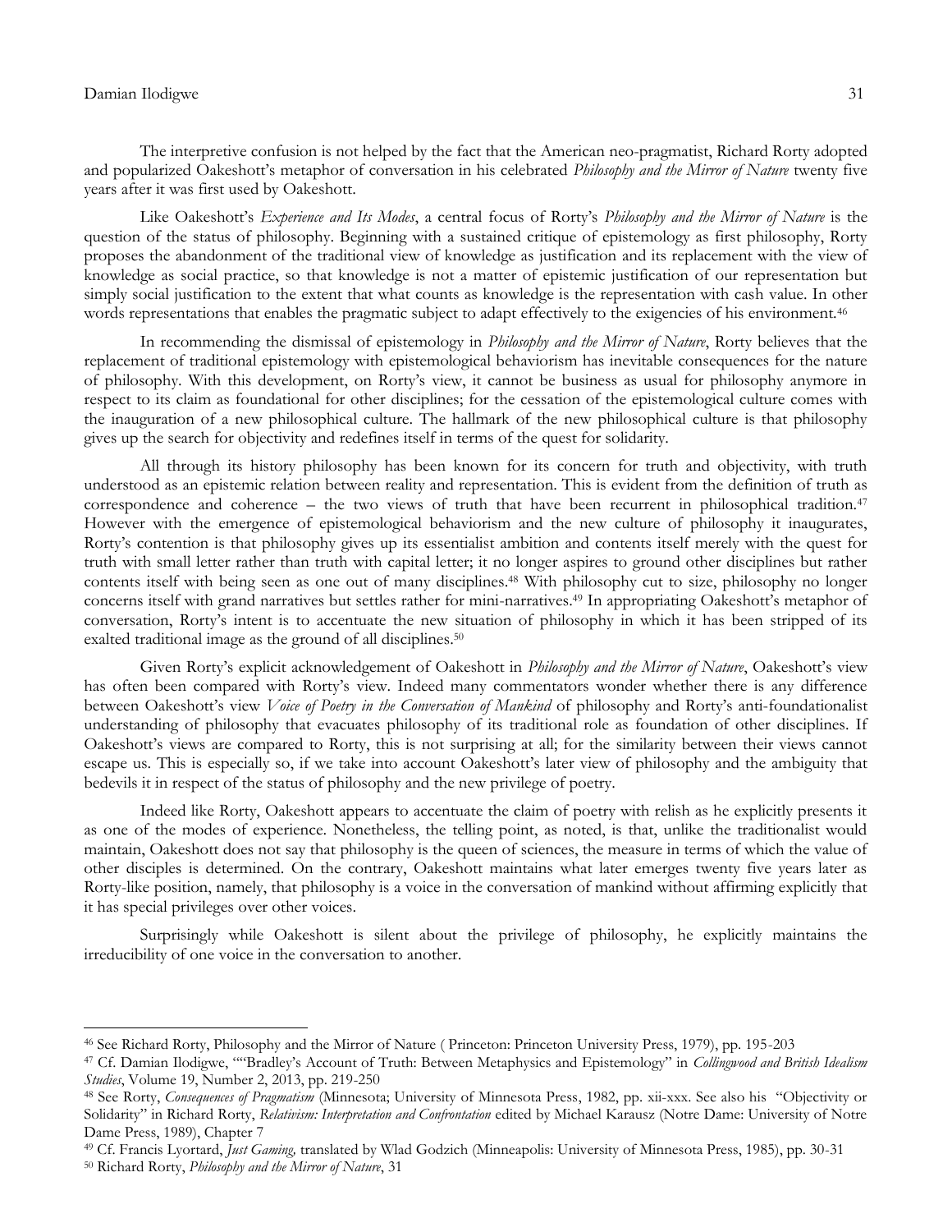The interpretive confusion is not helped by the fact that the American neo-pragmatist, Richard Rorty adopted and popularized Oakeshott's metaphor of conversation in his celebrated *Philosophy and the Mirror of Nature* twenty five years after it was first used by Oakeshott.

Like Oakeshott's *Experience and Its Modes*, a central focus of Rorty's *Philosophy and the Mirror of Nature* is the question of the status of philosophy. Beginning with a sustained critique of epistemology as first philosophy, Rorty proposes the abandonment of the traditional view of knowledge as justification and its replacement with the view of knowledge as social practice, so that knowledge is not a matter of epistemic justification of our representation but simply social justification to the extent that what counts as knowledge is the representation with cash value. In other words representations that enables the pragmatic subject to adapt effectively to the exigencies of his environment.[46]

In recommending the dismissal of epistemology in *Philosophy and the Mirror of Nature*, Rorty believes that the replacement of traditional epistemology with epistemological behaviorism has inevitable consequences for the nature of philosophy. With this development, on Rorty's view, it cannot be business as usual for philosophy anymore in respect to its claim as foundational for other disciplines; for the cessation of the epistemological culture comes with the inauguration of a new philosophical culture. The hallmark of the new philosophical culture is that philosophy gives up the search for objectivity and redefines itself in terms of the quest for solidarity.

All through its history philosophy has been known for its concern for truth and objectivity, with truth understood as an epistemic relation between reality and representation. This is evident from the definition of truth as correspondence and coherence – the two views of truth that have been recurrent in philosophical tradition.[47] However with the emergence of epistemological behaviorism and the new culture of philosophy it inaugurates, Rorty's contention is that philosophy gives up its essentialist ambition and contents itself merely with the quest for truth with small letter rather than truth with capital letter; it no longer aspires to ground other disciplines but rather contents itself with being seen as one out of many disciplines.[48] With philosophy cut to size, philosophy no longer concerns itself with grand narratives but settles rather for mini-narratives.[49] In appropriating Oakeshott's metaphor of conversation, Rorty's intent is to accentuate the new situation of philosophy in which it has been stripped of its exalted traditional image as the ground of all disciplines.[50]

Given Rorty's explicit acknowledgement of Oakeshott in *Philosophy and the Mirror of Nature*, Oakeshott's view has often been compared with Rorty's view. Indeed many commentators wonder whether there is any difference between Oakeshott's view *Voice of Poetry in the Conversation of Mankind* of philosophy and Rorty's anti-foundationalist understanding of philosophy that evacuates philosophy of its traditional role as foundation of other disciplines. If Oakeshott's views are compared to Rorty, this is not surprising at all; for the similarity between their views cannot escape us. This is especially so, if we take into account Oakeshott's later view of philosophy and the ambiguity that bedevils it in respect of the status of philosophy and the new privilege of poetry.

Indeed like Rorty, Oakeshott appears to accentuate the claim of poetry with relish as he explicitly presents it as one of the modes of experience. Nonetheless, the telling point, as noted, is that, unlike the traditionalist would maintain, Oakeshott does not say that philosophy is the queen of sciences, the measure in terms of which the value of other disciples is determined. On the contrary, Oakeshott maintains what later emerges twenty five years later as Rorty-like position, namely, that philosophy is a voice in the conversation of mankind without affirming explicitly that it has special privileges over other voices.

Surprisingly while Oakeshott is silent about the privilege of philosophy, he explicitly maintains the irreducibility of one voice in the conversation to another.

---

[46] See Richard Rorty, Philosophy and the Mirror of Nature ( Princeton: Princeton University Press, 1979), pp. 195-203

[47] Cf. Damian Ilodigwe, ""Bradley's Account of Truth: Between Metaphysics and Epistemology" in *Collingwood and British Idealism Studies*, Volume 19, Number 2, 2013, pp. 219-250

[48] See Rorty, *Consequences of Pragmatism* (Minnesota; University of Minnesota Press, 1982, pp. xii-xxx. See also his "Objectivity or Solidarity" in Richard Rorty, *Relativism: Interpretation and Confrontation* edited by Michael Karausz (Notre Dame: University of Notre Dame Press, 1989), Chapter 7

[49] Cf. Francis Lyortard, *Just Gaming,* translated by Wlad Godzich (Minneapolis: University of Minnesota Press, 1985), pp. 30-31

[50] Richard Rorty, *Philosophy and the Mirror of Nature*, 31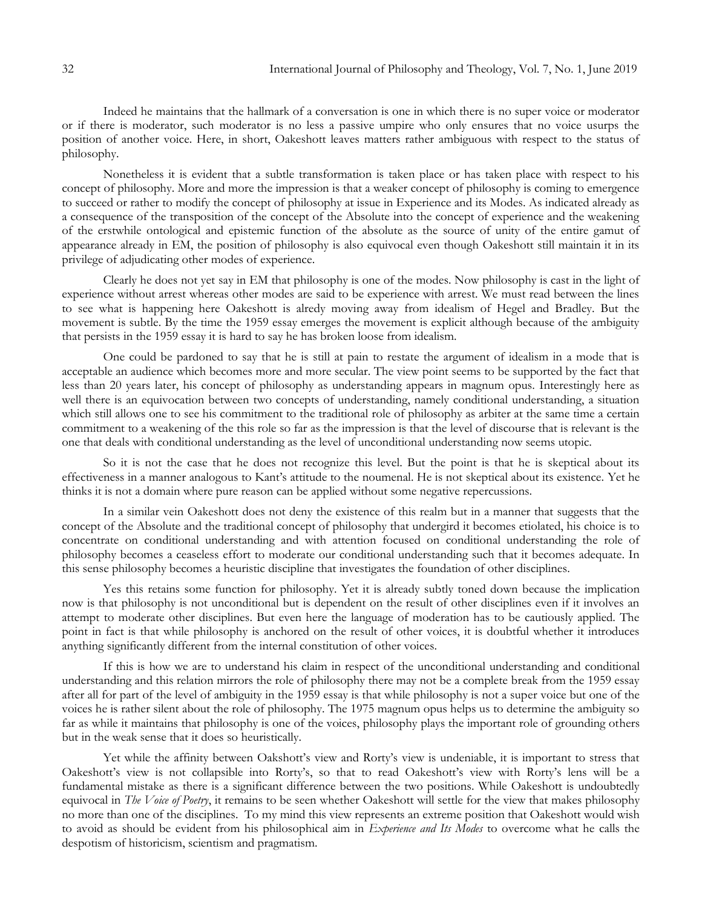Indeed he maintains that the hallmark of a conversation is one in which there is no super voice or moderator or if there is moderator, such moderator is no less a passive umpire who only ensures that no voice usurps the position of another voice. Here, in short, Oakeshott leaves matters rather ambiguous with respect to the status of philosophy.

Nonetheless it is evident that a subtle transformation is taken place or has taken place with respect to his concept of philosophy. More and more the impression is that a weaker concept of philosophy is coming to emergence to succeed or rather to modify the concept of philosophy at issue in Experience and its Modes. As indicated already as a consequence of the transposition of the concept of the Absolute into the concept of experience and the weakening of the erstwhile ontological and epistemic function of the absolute as the source of unity of the entire gamut of appearance already in EM, the position of philosophy is also equivocal even though Oakeshott still maintain it in its privilege of adjudicating other modes of experience.

Clearly he does not yet say in EM that philosophy is one of the modes. Now philosophy is cast in the light of experience without arrest whereas other modes are said to be experience with arrest. We must read between the lines to see what is happening here Oakeshott is alredy moving away from idealism of Hegel and Bradley. But the movement is subtle. By the time the 1959 essay emerges the movement is explicit although because of the ambiguity that persists in the 1959 essay it is hard to say he has broken loose from idealism.

One could be pardoned to say that he is still at pain to restate the argument of idealism in a mode that is acceptable an audience which becomes more and more secular. The view point seems to be supported by the fact that less than 20 years later, his concept of philosophy as understanding appears in magnum opus. Interestingly here as well there is an equivocation between two concepts of understanding, namely conditional understanding, a situation which still allows one to see his commitment to the traditional role of philosophy as arbiter at the same time a certain commitment to a weakening of the this role so far as the impression is that the level of discourse that is relevant is the one that deals with conditional understanding as the level of unconditional understanding now seems utopic.

So it is not the case that he does not recognize this level. But the point is that he is skeptical about its effectiveness in a manner analogous to Kant's attitude to the noumenal. He is not skeptical about its existence. Yet he thinks it is not a domain where pure reason can be applied without some negative repercussions.

In a similar vein Oakeshott does not deny the existence of this realm but in a manner that suggests that the concept of the Absolute and the traditional concept of philosophy that undergird it becomes etiolated, his choice is to concentrate on conditional understanding and with attention focused on conditional understanding the role of philosophy becomes a ceaseless effort to moderate our conditional understanding such that it becomes adequate. In this sense philosophy becomes a heuristic discipline that investigates the foundation of other disciplines.

Yes this retains some function for philosophy. Yet it is already subtly toned down because the implication now is that philosophy is not unconditional but is dependent on the result of other disciplines even if it involves an attempt to moderate other disciplines. But even here the language of moderation has to be cautiously applied. The point in fact is that while philosophy is anchored on the result of other voices, it is doubtful whether it introduces anything significantly different from the internal constitution of other voices.

If this is how we are to understand his claim in respect of the unconditional understanding and conditional understanding and this relation mirrors the role of philosophy there may not be a complete break from the 1959 essay after all for part of the level of ambiguity in the 1959 essay is that while philosophy is not a super voice but one of the voices he is rather silent about the role of philosophy. The 1975 magnum opus helps us to determine the ambiguity so far as while it maintains that philosophy is one of the voices, philosophy plays the important role of grounding others but in the weak sense that it does so heuristically.

Yet while the affinity between Oakshott's view and Rorty's view is undeniable, it is important to stress that Oakeshott's view is not collapsible into Rorty's, so that to read Oakeshott's view with Rorty's lens will be a fundamental mistake as there is a significant difference between the two positions. While Oakeshott is undoubtedly equivocal in *The Voice of Poetry*, it remains to be seen whether Oakeshott will settle for the view that makes philosophy no more than one of the disciplines. To my mind this view represents an extreme position that Oakeshott would wish to avoid as should be evident from his philosophical aim in *Experience and Its Modes* to overcome what he calls the despotism of historicism, scientism and pragmatism.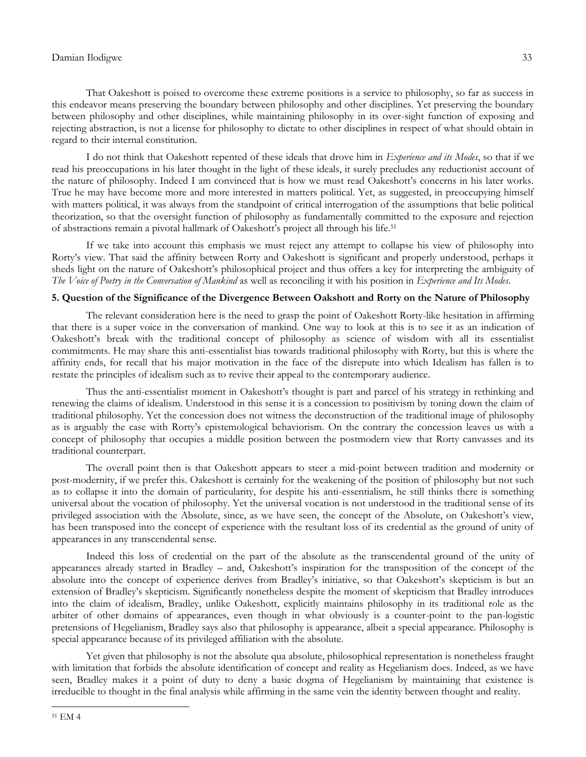That Oakeshott is poised to overcome these extreme positions is a service to philosophy, so far as success in this endeavor means preserving the boundary between philosophy and other disciplines. Yet preserving the boundary between philosophy and other disciplines, while maintaining philosophy in its over-sight function of exposing and rejecting abstraction, is not a license for philosophy to dictate to other disciplines in respect of what should obtain in regard to their internal constitution.

I do not think that Oakeshott repented of these ideals that drove him in *Experience and its Modes*, so that if we read his preoccupations in his later thought in the light of these ideals, it surely precludes any reductionist account of the nature of philosophy. Indeed I am convinced that is how we must read Oakeshott's concerns in his later works. True he may have become more and more interested in matters political. Yet, as suggested, in preoccupying himself with matters political, it was always from the standpoint of critical interrogation of the assumptions that belie political theorization, so that the oversight function of philosophy as fundamentally committed to the exposure and rejection of abstractions remain a pivotal hallmark of Oakeshott's project all through his life.[51]

If we take into account this emphasis we must reject any attempt to collapse his view of philosophy into Rorty's view. That said the affinity between Rorty and Oakeshott is significant and properly understood, perhaps it sheds light on the nature of Oakeshott's philosophical project and thus offers a key for interpreting the ambiguity of *The Voice of Poetry in the Conversation of Mankind* as well as reconciling it with his position in *Experience and Its Modes*.

**5. Question of the Significance of the Divergence Between Oakshott and Rorty on the Nature of Philosophy**

The relevant consideration here is the need to grasp the point of Oakeshott Rorty-like hesitation in affirming that there is a super voice in the conversation of mankind. One way to look at this is to see it as an indication of Oakeshott's break with the traditional concept of philosophy as science of wisdom with all its essentialist commitments. He may share this anti-essentialist bias towards traditional philosophy with Rorty, but this is where the affinity ends, for recall that his major motivation in the face of the disrepute into which Idealism has fallen is to restate the principles of idealism such as to revive their appeal to the contemporary audience.

Thus the anti-essentialist moment in Oakeshott's thought is part and parcel of his strategy in rethinking and renewing the claims of idealism. Understood in this sense it is a concession to positivism by toning down the claim of traditional philosophy. Yet the concession does not witness the deconstruction of the traditional image of philosophy as is arguably the case with Rorty's epistemological behaviorism. On the contrary the concession leaves us with a concept of philosophy that occupies a middle position between the postmodern view that Rorty canvasses and its traditional counterpart.

The overall point then is that Oakeshott appears to steer a mid-point between tradition and modernity or post-modernity, if we prefer this. Oakeshott is certainly for the weakening of the position of philosophy but not such as to collapse it into the domain of particularity, for despite his anti-essentialism, he still thinks there is something universal about the vocation of philosophy. Yet the universal vocation is not understood in the traditional sense of its privileged association with the Absolute, since, as we have seen, the concept of the Absolute, on Oakeshott's view, has been transposed into the concept of experience with the resultant loss of its credential as the ground of unity of appearances in any transcendental sense.

Indeed this loss of credential on the part of the absolute as the transcendental ground of the unity of appearances already started in Bradley – and, Oakeshott's inspiration for the transposition of the concept of the absolute into the concept of experience derives from Bradley's initiative, so that Oakeshott's skepticism is but an extension of Bradley's skepticism. Significantly nonetheless despite the moment of skepticism that Bradley introduces into the claim of idealism, Bradley, unlike Oakeshott, explicitly maintains philosophy in its traditional role as the arbiter of other domains of appearances, even though in what obviously is a counter-point to the pan-logistic pretensions of Hegelianism, Bradley says also that philosophy is appearance, albeit a special appearance. Philosophy is special appearance because of its privileged affiliation with the absolute.

Yet given that philosophy is not the absolute qua absolute, philosophical representation is nonetheless fraught with limitation that forbids the absolute identification of concept and reality as Hegelianism does. Indeed, as we have seen, Bradley makes it a point of duty to deny a basic dogma of Hegelianism by maintaining that existence is irreducible to thought in the final analysis while affirming in the same vein the identity between thought and reality.

---

[51] EM 4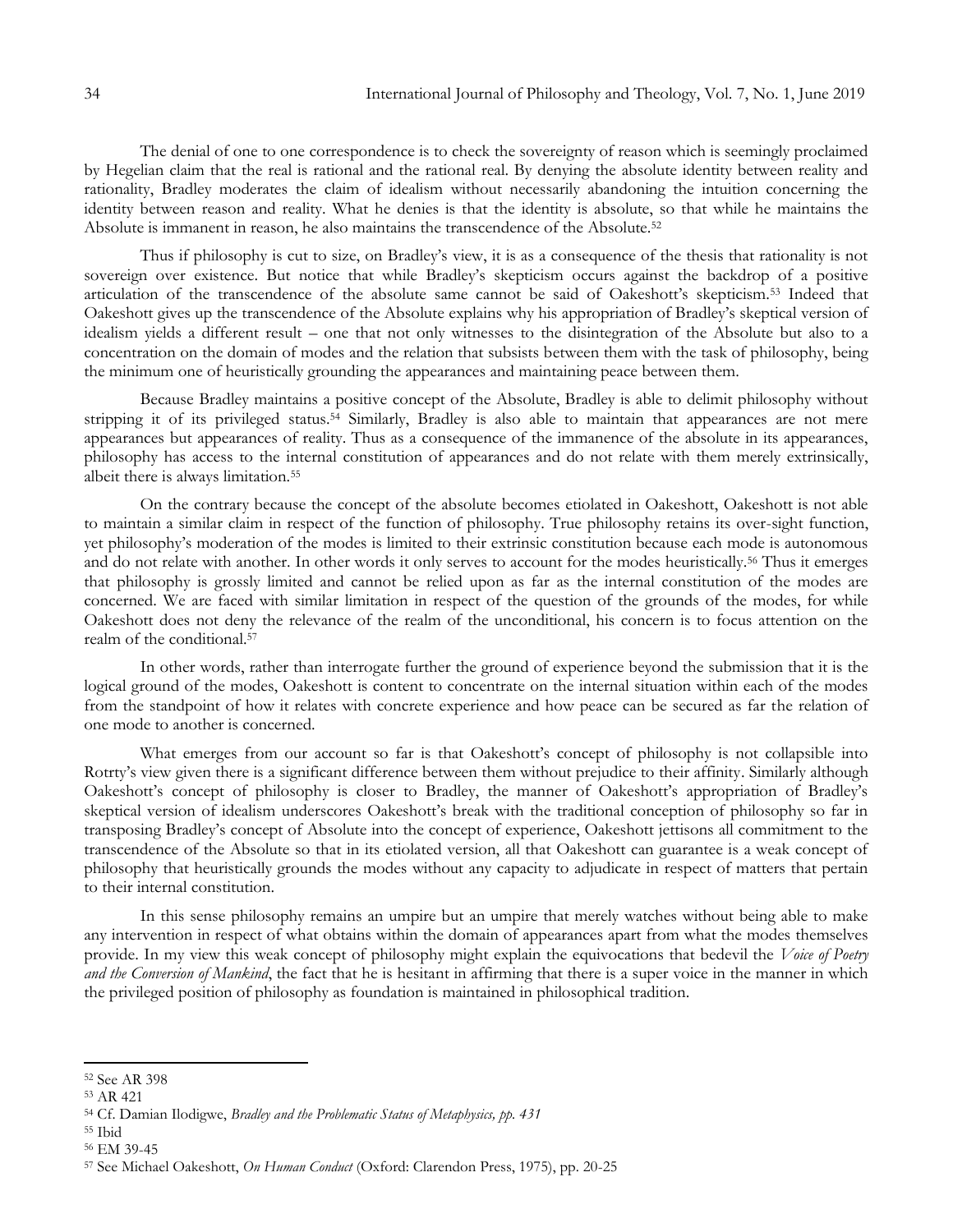The denial of one to one correspondence is to check the sovereignty of reason which is seemingly proclaimed by Hegelian claim that the real is rational and the rational real. By denying the absolute identity between reality and rationality, Bradley moderates the claim of idealism without necessarily abandoning the intuition concerning the identity between reason and reality. What he denies is that the identity is absolute, so that while he maintains the Absolute is immanent in reason, he also maintains the transcendence of the Absolute.[52]

Thus if philosophy is cut to size, on Bradley's view, it is as a consequence of the thesis that rationality is not sovereign over existence. But notice that while Bradley's skepticism occurs against the backdrop of a positive articulation of the transcendence of the absolute same cannot be said of Oakeshott's skepticism.[53] Indeed that Oakeshott gives up the transcendence of the Absolute explains why his appropriation of Bradley's skeptical version of idealism yields a different result – one that not only witnesses to the disintegration of the Absolute but also to a concentration on the domain of modes and the relation that subsists between them with the task of philosophy, being the minimum one of heuristically grounding the appearances and maintaining peace between them.

Because Bradley maintains a positive concept of the Absolute, Bradley is able to delimit philosophy without stripping it of its privileged status.[54] Similarly, Bradley is also able to maintain that appearances are not mere appearances but appearances of reality. Thus as a consequence of the immanence of the absolute in its appearances, philosophy has access to the internal constitution of appearances and do not relate with them merely extrinsically, albeit there is always limitation.[55]

On the contrary because the concept of the absolute becomes etiolated in Oakeshott, Oakeshott is not able to maintain a similar claim in respect of the function of philosophy. True philosophy retains its over-sight function, yet philosophy's moderation of the modes is limited to their extrinsic constitution because each mode is autonomous and do not relate with another. In other words it only serves to account for the modes heuristically.[56] Thus it emerges that philosophy is grossly limited and cannot be relied upon as far as the internal constitution of the modes are concerned. We are faced with similar limitation in respect of the question of the grounds of the modes, for while Oakeshott does not deny the relevance of the realm of the unconditional, his concern is to focus attention on the realm of the conditional.[57]

In other words, rather than interrogate further the ground of experience beyond the submission that it is the logical ground of the modes, Oakeshott is content to concentrate on the internal situation within each of the modes from the standpoint of how it relates with concrete experience and how peace can be secured as far the relation of one mode to another is concerned.

What emerges from our account so far is that Oakeshott's concept of philosophy is not collapsible into Rotrty's view given there is a significant difference between them without prejudice to their affinity. Similarly although Oakeshott's concept of philosophy is closer to Bradley, the manner of Oakeshott's appropriation of Bradley's skeptical version of idealism underscores Oakeshott's break with the traditional conception of philosophy so far in transposing Bradley's concept of Absolute into the concept of experience, Oakeshott jettisons all commitment to the transcendence of the Absolute so that in its etiolated version, all that Oakeshott can guarantee is a weak concept of philosophy that heuristically grounds the modes without any capacity to adjudicate in respect of matters that pertain to their internal constitution.

In this sense philosophy remains an umpire but an umpire that merely watches without being able to make any intervention in respect of what obtains within the domain of appearances apart from what the modes themselves provide. In my view this weak concept of philosophy might explain the equivocations that bedevil the *Voice of Poetry and the Conversion of Mankind*, the fact that he is hesitant in affirming that there is a super voice in the manner in which the privileged position of philosophy as foundation is maintained in philosophical tradition.

---

[52] See AR 398

[53] AR 421

[54] Cf. Damian Ilodigwe, *Bradley and the Problematic Status of Metaphysics, pp. 431*

[55] Ibid

[56] EM 39-45

[57] See Michael Oakeshott, *On Human Conduct* (Oxford: Clarendon Press, 1975), pp. 20-25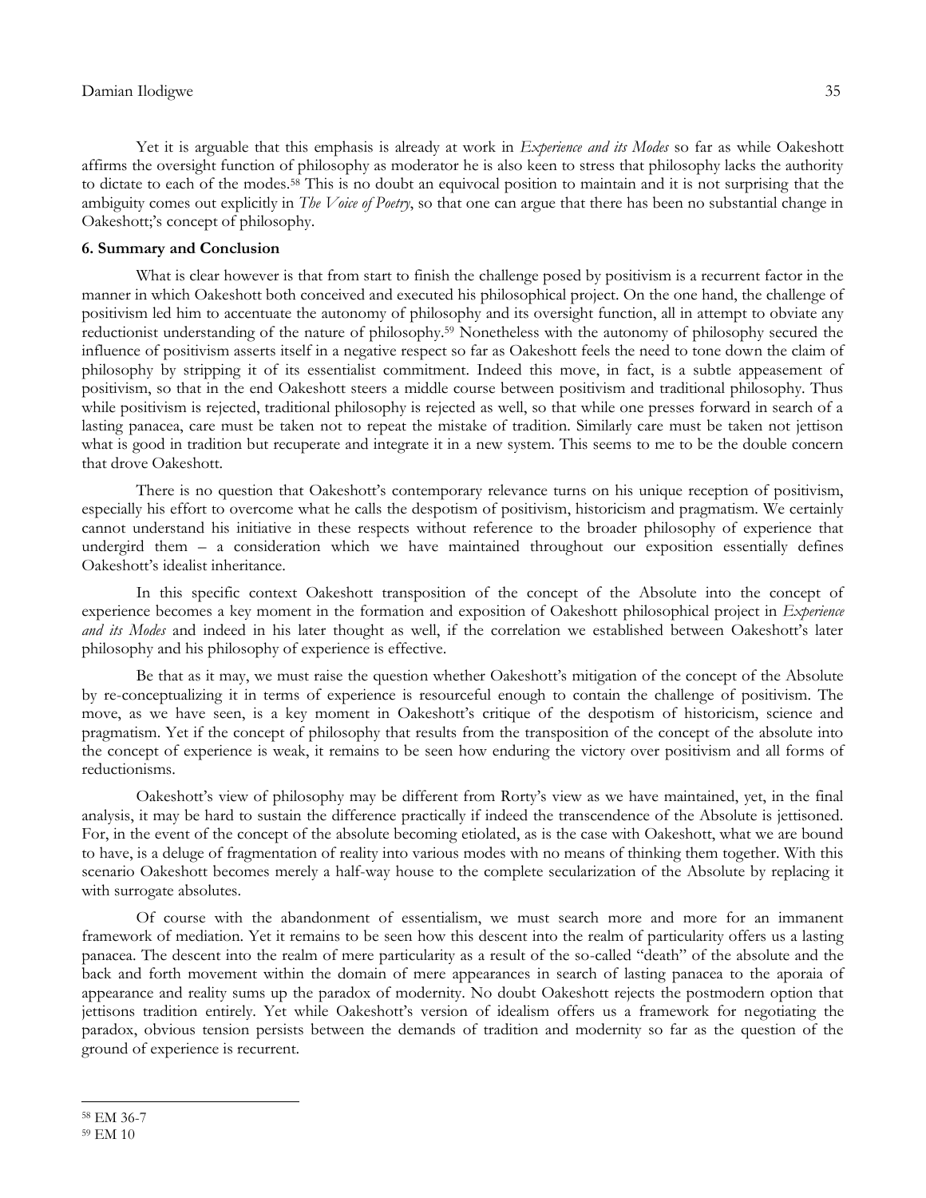Yet it is arguable that this emphasis is already at work in *Experience and its Modes* so far as while Oakeshott affirms the oversight function of philosophy as moderator he is also keen to stress that philosophy lacks the authority to dictate to each of the modes.[58] This is no doubt an equivocal position to maintain and it is not surprising that the ambiguity comes out explicitly in *The Voice of Poetry*, so that one can argue that there has been no substantial change in Oakeshott;'s concept of philosophy.

**6. Summary and Conclusion**

What is clear however is that from start to finish the challenge posed by positivism is a recurrent factor in the manner in which Oakeshott both conceived and executed his philosophical project. On the one hand, the challenge of positivism led him to accentuate the autonomy of philosophy and its oversight function, all in attempt to obviate any reductionist understanding of the nature of philosophy.[59] Nonetheless with the autonomy of philosophy secured the influence of positivism asserts itself in a negative respect so far as Oakeshott feels the need to tone down the claim of philosophy by stripping it of its essentialist commitment. Indeed this move, in fact, is a subtle appeasement of positivism, so that in the end Oakeshott steers a middle course between positivism and traditional philosophy. Thus while positivism is rejected, traditional philosophy is rejected as well, so that while one presses forward in search of a lasting panacea, care must be taken not to repeat the mistake of tradition. Similarly care must be taken not jettison what is good in tradition but recuperate and integrate it in a new system. This seems to me to be the double concern that drove Oakeshott.

There is no question that Oakeshott's contemporary relevance turns on his unique reception of positivism, especially his effort to overcome what he calls the despotism of positivism, historicism and pragmatism. We certainly cannot understand his initiative in these respects without reference to the broader philosophy of experience that undergird them – a consideration which we have maintained throughout our exposition essentially defines Oakeshott's idealist inheritance.

In this specific context Oakeshott transposition of the concept of the Absolute into the concept of experience becomes a key moment in the formation and exposition of Oakeshott philosophical project in *Experience and its Modes* and indeed in his later thought as well, if the correlation we established between Oakeshott's later philosophy and his philosophy of experience is effective.

Be that as it may, we must raise the question whether Oakeshott's mitigation of the concept of the Absolute by re-conceptualizing it in terms of experience is resourceful enough to contain the challenge of positivism. The move, as we have seen, is a key moment in Oakeshott's critique of the despotism of historicism, science and pragmatism. Yet if the concept of philosophy that results from the transposition of the concept of the absolute into the concept of experience is weak, it remains to be seen how enduring the victory over positivism and all forms of reductionisms.

Oakeshott's view of philosophy may be different from Rorty's view as we have maintained, yet, in the final analysis, it may be hard to sustain the difference practically if indeed the transcendence of the Absolute is jettisoned. For, in the event of the concept of the absolute becoming etiolated, as is the case with Oakeshott, what we are bound to have, is a deluge of fragmentation of reality into various modes with no means of thinking them together. With this scenario Oakeshott becomes merely a half-way house to the complete secularization of the Absolute by replacing it with surrogate absolutes.

Of course with the abandonment of essentialism, we must search more and more for an immanent framework of mediation. Yet it remains to be seen how this descent into the realm of particularity offers us a lasting panacea. The descent into the realm of mere particularity as a result of the so-called "death" of the absolute and the back and forth movement within the domain of mere appearances in search of lasting panacea to the aporaia of appearance and reality sums up the paradox of modernity. No doubt Oakeshott rejects the postmodern option that jettisons tradition entirely. Yet while Oakeshott's version of idealism offers us a framework for negotiating the paradox, obvious tension persists between the demands of tradition and modernity so far as the question of the ground of experience is recurrent.

[58] EM 36-7

[59] EM 10